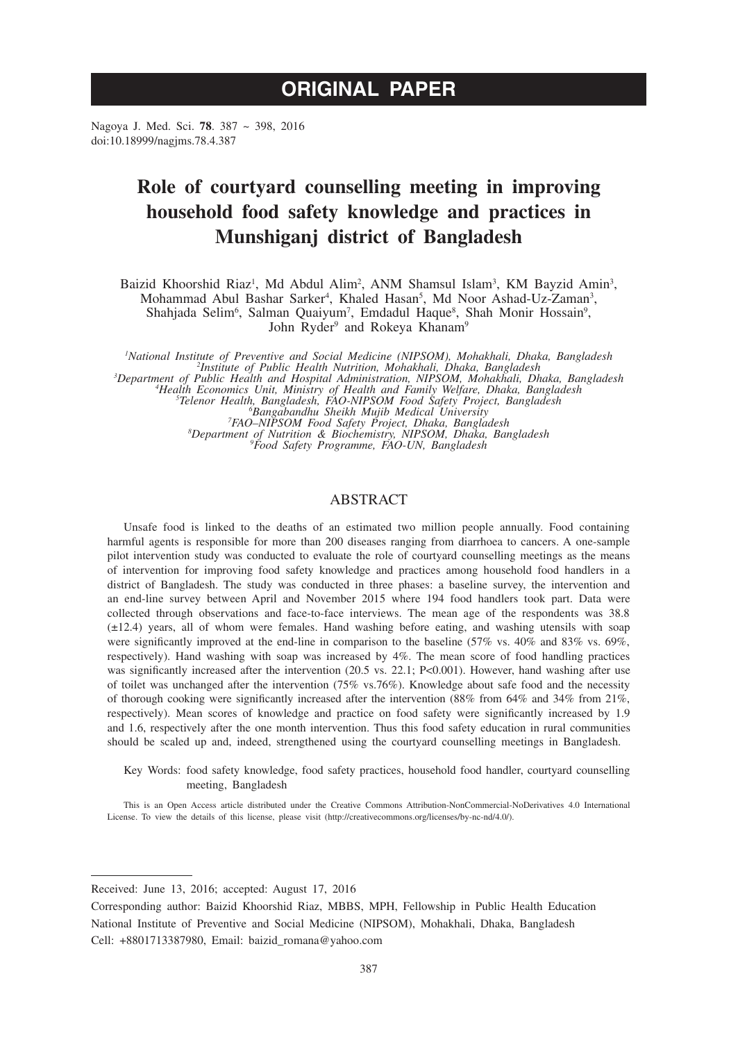# ORIGINAL PAPER

Nagoya J. Med. Sci. **78**. 387 ~ 398, 2016
doi:10.18999/nagjms.78.4.387

# Role of courtyard counselling meeting in improving household food safety knowledge and practices in Munshiganj district of Bangladesh

Baizid Khoorshid Riaz[1], Md Abdul Alim[2], ANM Shamsul Islam[3], KM Bayzid Amin[3], Mohammad Abul Bashar Sarker[4], Khaled Hasan[5], Md Noor Ashad-Uz-Zaman[3], Shahjada Selim[6], Salman Quaiyum[7], Emdadul Haque[8], Shah Monir Hossain[9], John Ryder[9] and Rokeya Khanam[9]

*[1]National Institute of Preventive and Social Medicine (NIPSOM), Mohakhali, Dhaka, Bangladesh*
*[2]Institute of Public Health Nutrition, Mohakhali, Dhaka, Bangladesh*
*[3]Department of Public Health and Hospital Administration, NIPSOM, Mohakhali, Dhaka, Bangladesh*
*[4]Health Economics Unit, Ministry of Health and Family Welfare, Dhaka, Bangladesh*
*[5]Telenor Health, Bangladesh, FAO-NIPSOM Food Safety Project, Bangladesh*
*[6]Bangabandhu Sheikh Mujib Medical University*
*[7]FAO–NIPSOM Food Safety Project, Dhaka, Bangladesh*
*[8]Department of Nutrition & Biochemistry, NIPSOM, Dhaka, Bangladesh*
*[9]Food Safety Programme, FAO-UN, Bangladesh*

## ABSTRACT

Unsafe food is linked to the deaths of an estimated two million people annually. Food containing harmful agents is responsible for more than 200 diseases ranging from diarrhoea to cancers. A one-sample pilot intervention study was conducted to evaluate the role of courtyard counselling meetings as the means of intervention for improving food safety knowledge and practices among household food handlers in a district of Bangladesh. The study was conducted in three phases: a baseline survey, the intervention and an end-line survey between April and November 2015 where 194 food handlers took part. Data were collected through observations and face-to-face interviews. The mean age of the respondents was 38.8 (±12.4) years, all of whom were females. Hand washing before eating, and washing utensils with soap were significantly improved at the end-line in comparison to the baseline (57% vs. 40% and 83% vs. 69%, respectively). Hand washing with soap was increased by 4%. The mean score of food handling practices was significantly increased after the intervention (20.5 vs. 22.1; $P<0.001$). However, hand washing after use of toilet was unchanged after the intervention (75% vs.76%). Knowledge about safe food and the necessity of thorough cooking were significantly increased after the intervention (88% from 64% and 34% from 21%, respectively). Mean scores of knowledge and practice on food safety were significantly increased by 1.9 and 1.6, respectively after the one month intervention. Thus this food safety education in rural communities should be scaled up and, indeed, strengthened using the courtyard counselling meetings in Bangladesh.

Key Words: food safety knowledge, food safety practices, household food handler, courtyard counselling meeting, Bangladesh

This is an Open Access article distributed under the Creative Commons Attribution-NonCommercial-NoDerivatives 4.0 International License. To view the details of this license, please visit (http://creativecommons.org/licenses/by-nc-nd/4.0/).

---

Received: June 13, 2016; accepted: August 17, 2016

Corresponding author: Baizid Khoorshid Riaz, MBBS, MPH, Fellowship in Public Health Education
National Institute of Preventive and Social Medicine (NIPSOM), Mohakhali, Dhaka, Bangladesh
Cell: +8801713387980, Email: baizid_romana@yahoo.com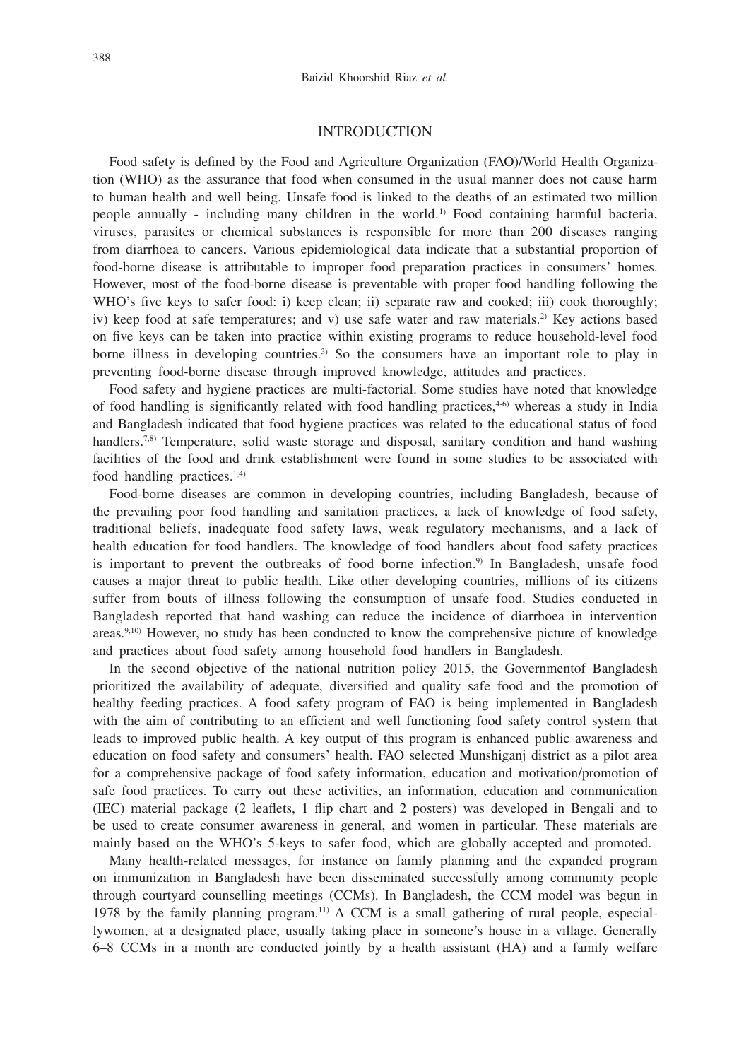## INTRODUCTION

Food safety is defined by the Food and Agriculture Organization (FAO)/World Health Organization (WHO) as the assurance that food when consumed in the usual manner does not cause harm to human health and well being. Unsafe food is linked to the deaths of an estimated two million people annually - including many children in the world.[1)] Food containing harmful bacteria, viruses, parasites or chemical substances is responsible for more than 200 diseases ranging from diarrhoea to cancers. Various epidemiological data indicate that a substantial proportion of food-borne disease is attributable to improper food preparation practices in consumers' homes. However, most of the food-borne disease is preventable with proper food handling following the WHO's five keys to safer food: i) keep clean; ii) separate raw and cooked; iii) cook thoroughly; iv) keep food at safe temperatures; and v) use safe water and raw materials.[2)] Key actions based on five keys can be taken into practice within existing programs to reduce household-level food borne illness in developing countries.[3)] So the consumers have an important role to play in preventing food-borne disease through improved knowledge, attitudes and practices.

Food safety and hygiene practices are multi-factorial. Some studies have noted that knowledge of food handling is significantly related with food handling practices,[4-6)] whereas a study in India and Bangladesh indicated that food hygiene practices was related to the educational status of food handlers.[7,8)] Temperature, solid waste storage and disposal, sanitary condition and hand washing facilities of the food and drink establishment were found in some studies to be associated with food handling practices.[1,4)]

Food-borne diseases are common in developing countries, including Bangladesh, because of the prevailing poor food handling and sanitation practices, a lack of knowledge of food safety, traditional beliefs, inadequate food safety laws, weak regulatory mechanisms, and a lack of health education for food handlers. The knowledge of food handlers about food safety practices is important to prevent the outbreaks of food borne infection.[9)] In Bangladesh, unsafe food causes a major threat to public health. Like other developing countries, millions of its citizens suffer from bouts of illness following the consumption of unsafe food. Studies conducted in Bangladesh reported that hand washing can reduce the incidence of diarrhoea in intervention areas.[9,10)] However, no study has been conducted to know the comprehensive picture of knowledge and practices about food safety among household food handlers in Bangladesh.

In the second objective of the national nutrition policy 2015, the Governmentof Bangladesh prioritized the availability of adequate, diversified and quality safe food and the promotion of healthy feeding practices. A food safety program of FAO is being implemented in Bangladesh with the aim of contributing to an efficient and well functioning food safety control system that leads to improved public health. A key output of this program is enhanced public awareness and education on food safety and consumers' health. FAO selected Munshiganj district as a pilot area for a comprehensive package of food safety information, education and motivation/promotion of safe food practices. To carry out these activities, an information, education and communication (IEC) material package (2 leaflets, 1 flip chart and 2 posters) was developed in Bengali and to be used to create consumer awareness in general, and women in particular. These materials are mainly based on the WHO's 5-keys to safer food, which are globally accepted and promoted.

Many health-related messages, for instance on family planning and the expanded program on immunization in Bangladesh have been disseminated successfully among community people through courtyard counselling meetings (CCMs). In Bangladesh, the CCM model was begun in 1978 by the family planning program.[11)] A CCM is a small gathering of rural people, especiallywomen, at a designated place, usually taking place in someone's house in a village. Generally 6–8 CCMs in a month are conducted jointly by a health assistant (HA) and a family welfare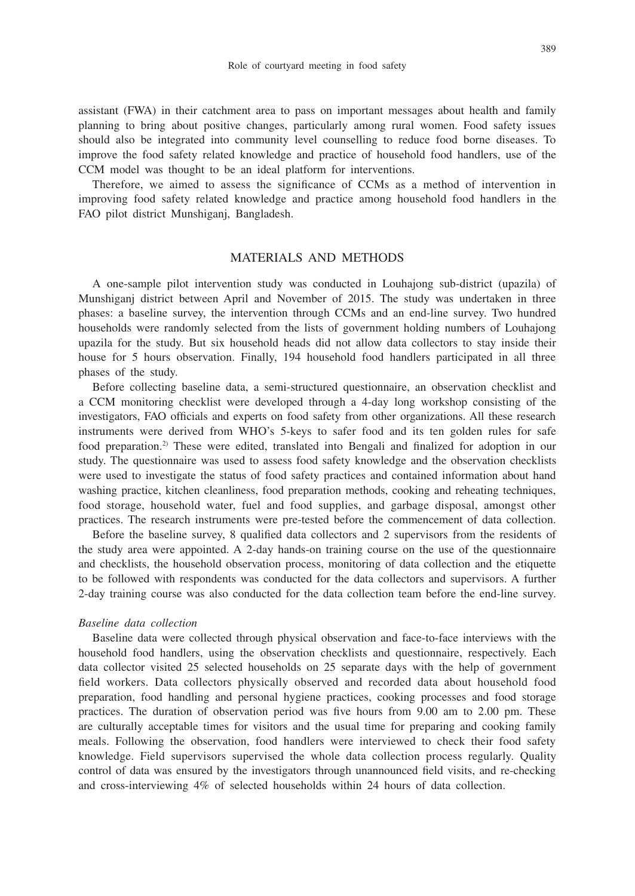assistant (FWA) in their catchment area to pass on important messages about health and family planning to bring about positive changes, particularly among rural women. Food safety issues should also be integrated into community level counselling to reduce food borne diseases. To improve the food safety related knowledge and practice of household food handlers, use of the CCM model was thought to be an ideal platform for interventions.

Therefore, we aimed to assess the significance of CCMs as a method of intervention in improving food safety related knowledge and practice among household food handlers in the FAO pilot district Munshiganj, Bangladesh.

## MATERIALS AND METHODS

A one-sample pilot intervention study was conducted in Louhajong sub-district (upazila) of Munshiganj district between April and November of 2015. The study was undertaken in three phases: a baseline survey, the intervention through CCMs and an end-line survey. Two hundred households were randomly selected from the lists of government holding numbers of Louhajong upazila for the study. But six household heads did not allow data collectors to stay inside their house for 5 hours observation. Finally, 194 household food handlers participated in all three phases of the study.

Before collecting baseline data, a semi-structured questionnaire, an observation checklist and a CCM monitoring checklist were developed through a 4-day long workshop consisting of the investigators, FAO officials and experts on food safety from other organizations. All these research instruments were derived from WHO's 5-keys to safer food and its ten golden rules for safe food preparation.[2] These were edited, translated into Bengali and finalized for adoption in our study. The questionnaire was used to assess food safety knowledge and the observation checklists were used to investigate the status of food safety practices and contained information about hand washing practice, kitchen cleanliness, food preparation methods, cooking and reheating techniques, food storage, household water, fuel and food supplies, and garbage disposal, amongst other practices. The research instruments were pre-tested before the commencement of data collection.

Before the baseline survey, 8 qualified data collectors and 2 supervisors from the residents of the study area were appointed. A 2-day hands-on training course on the use of the questionnaire and checklists, the household observation process, monitoring of data collection and the etiquette to be followed with respondents was conducted for the data collectors and supervisors. A further 2-day training course was also conducted for the data collection team before the end-line survey.

### *Baseline data collection*

Baseline data were collected through physical observation and face-to-face interviews with the household food handlers, using the observation checklists and questionnaire, respectively. Each data collector visited 25 selected households on 25 separate days with the help of government field workers. Data collectors physically observed and recorded data about household food preparation, food handling and personal hygiene practices, cooking processes and food storage practices. The duration of observation period was five hours from 9.00 am to 2.00 pm. These are culturally acceptable times for visitors and the usual time for preparing and cooking family meals. Following the observation, food handlers were interviewed to check their food safety knowledge. Field supervisors supervised the whole data collection process regularly. Quality control of data was ensured by the investigators through unannounced field visits, and re-checking and cross-interviewing 4% of selected households within 24 hours of data collection.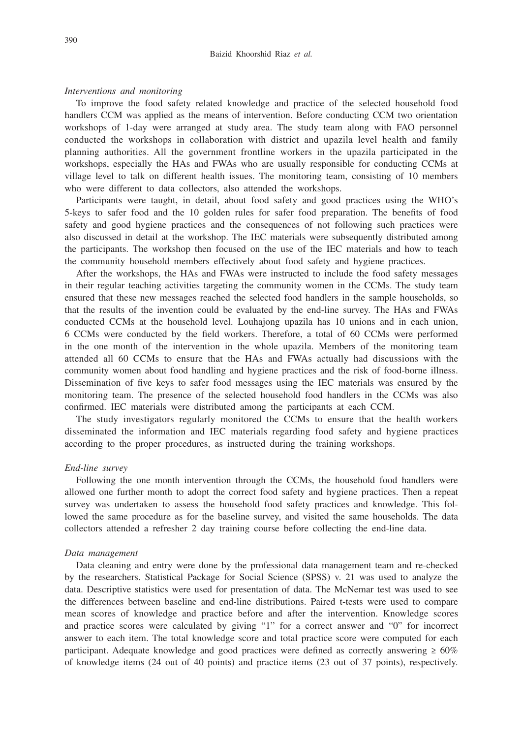*Interventions and monitoring*

To improve the food safety related knowledge and practice of the selected household food handlers CCM was applied as the means of intervention. Before conducting CCM two orientation workshops of 1-day were arranged at study area. The study team along with FAO personnel conducted the workshops in collaboration with district and upazila level health and family planning authorities. All the government frontline workers in the upazila participated in the workshops, especially the HAs and FWAs who are usually responsible for conducting CCMs at village level to talk on different health issues. The monitoring team, consisting of 10 members who were different to data collectors, also attended the workshops.

Participants were taught, in detail, about food safety and good practices using the WHO's 5-keys to safer food and the 10 golden rules for safer food preparation. The benefits of food safety and good hygiene practices and the consequences of not following such practices were also discussed in detail at the workshop. The IEC materials were subsequently distributed among the participants. The workshop then focused on the use of the IEC materials and how to teach the community household members effectively about food safety and hygiene practices.

After the workshops, the HAs and FWAs were instructed to include the food safety messages in their regular teaching activities targeting the community women in the CCMs. The study team ensured that these new messages reached the selected food handlers in the sample households, so that the results of the invention could be evaluated by the end-line survey. The HAs and FWAs conducted CCMs at the household level. Louhajong upazila has 10 unions and in each union, 6 CCMs were conducted by the field workers. Therefore, a total of 60 CCMs were performed in the one month of the intervention in the whole upazila. Members of the monitoring team attended all 60 CCMs to ensure that the HAs and FWAs actually had discussions with the community women about food handling and hygiene practices and the risk of food-borne illness. Dissemination of five keys to safer food messages using the IEC materials was ensured by the monitoring team. The presence of the selected household food handlers in the CCMs was also confirmed. IEC materials were distributed among the participants at each CCM.

The study investigators regularly monitored the CCMs to ensure that the health workers disseminated the information and IEC materials regarding food safety and hygiene practices according to the proper procedures, as instructed during the training workshops.

*End-line survey*

Following the one month intervention through the CCMs, the household food handlers were allowed one further month to adopt the correct food safety and hygiene practices. Then a repeat survey was undertaken to assess the household food safety practices and knowledge. This followed the same procedure as for the baseline survey, and visited the same households. The data collectors attended a refresher 2 day training course before collecting the end-line data.

*Data management*

Data cleaning and entry were done by the professional data management team and re-checked by the researchers. Statistical Package for Social Science (SPSS) v. 21 was used to analyze the data. Descriptive statistics were used for presentation of data. The McNemar test was used to see the differences between baseline and end-line distributions. Paired t-tests were used to compare mean scores of knowledge and practice before and after the intervention. Knowledge scores and practice scores were calculated by giving "1" for a correct answer and "0" for incorrect answer to each item. The total knowledge score and total practice score were computed for each participant. Adequate knowledge and good practices were defined as correctly answering $\geq 60\%$ of knowledge items (24 out of 40 points) and practice items (23 out of 37 points), respectively.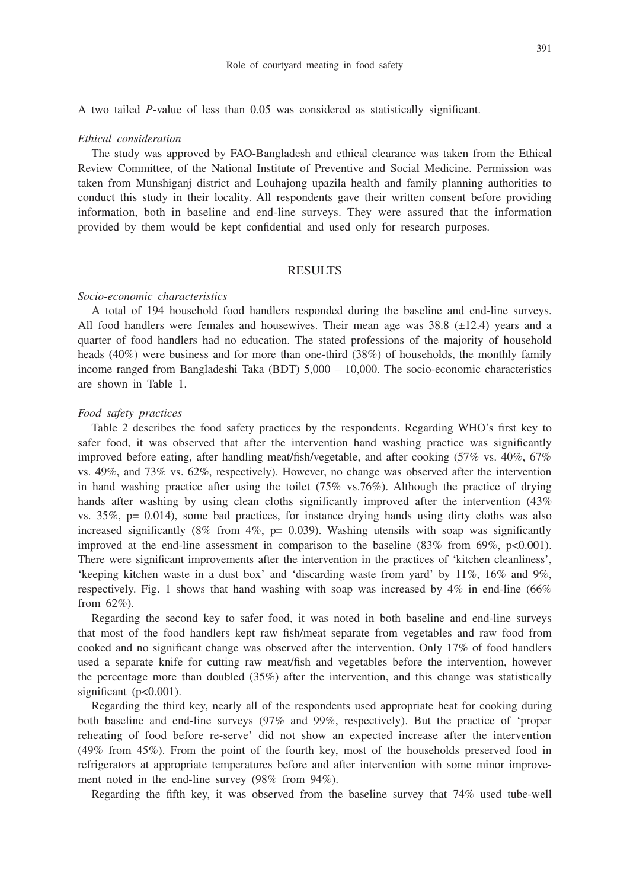A two tailed *P*-value of less than 0.05 was considered as statistically significant.

*Ethical consideration*

The study was approved by FAO-Bangladesh and ethical clearance was taken from the Ethical Review Committee, of the National Institute of Preventive and Social Medicine. Permission was taken from Munshiganj district and Louhajong upazila health and family planning authorities to conduct this study in their locality. All respondents gave their written consent before providing information, both in baseline and end-line surveys. They were assured that the information provided by them would be kept confidential and used only for research purposes.

## RESULTS

*Socio-economic characteristics*

A total of 194 household food handlers responded during the baseline and end-line surveys. All food handlers were females and housewives. Their mean age was 38.8 (±12.4) years and a quarter of food handlers had no education. The stated professions of the majority of household heads (40%) were business and for more than one-third (38%) of households, the monthly family income ranged from Bangladeshi Taka (BDT) 5,000 – 10,000. The socio-economic characteristics are shown in Table 1.

*Food safety practices*

Table 2 describes the food safety practices by the respondents. Regarding WHO's first key to safer food, it was observed that after the intervention hand washing practice was significantly improved before eating, after handling meat/fish/vegetable, and after cooking (57% vs. 40%, 67% vs. 49%, and 73% vs. 62%, respectively). However, no change was observed after the intervention in hand washing practice after using the toilet (75% vs.76%). Although the practice of drying hands after washing by using clean cloths significantly improved after the intervention (43% vs. 35%, p= 0.014), some bad practices, for instance drying hands using dirty cloths was also increased significantly (8% from 4%, p= 0.039). Washing utensils with soap was significantly improved at the end-line assessment in comparison to the baseline (83% from 69%, p<0.001). There were significant improvements after the intervention in the practices of 'kitchen cleanliness', 'keeping kitchen waste in a dust box' and 'discarding waste from yard' by 11%, 16% and 9%, respectively. Fig. 1 shows that hand washing with soap was increased by 4% in end-line (66% from 62%).

Regarding the second key to safer food, it was noted in both baseline and end-line surveys that most of the food handlers kept raw fish/meat separate from vegetables and raw food from cooked and no significant change was observed after the intervention. Only 17% of food handlers used a separate knife for cutting raw meat/fish and vegetables before the intervention, however the percentage more than doubled (35%) after the intervention, and this change was statistically significant (p<0.001).

Regarding the third key, nearly all of the respondents used appropriate heat for cooking during both baseline and end-line surveys (97% and 99%, respectively). But the practice of 'proper reheating of food before re-serve' did not show an expected increase after the intervention (49% from 45%). From the point of the fourth key, most of the households preserved food in refrigerators at appropriate temperatures before and after intervention with some minor improvement noted in the end-line survey (98% from 94%).

Regarding the fifth key, it was observed from the baseline survey that 74% used tube-well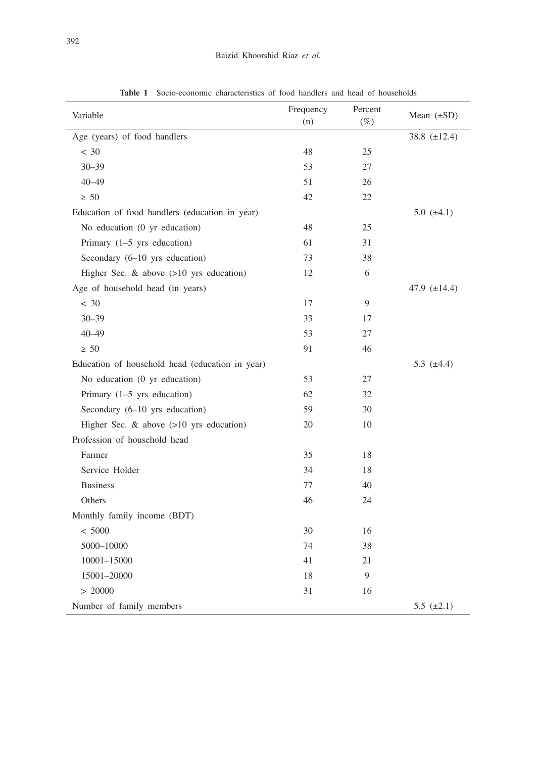**Table 1** Socio-economic characteristics of food handlers and head of households

| Variable | Frequency (n) | Percent (%) | Mean (±SD) |
|---|---|---|---|
| Age (years) of food handlers | | | 38.8 (±12.4) |
| < 30 | 48 | 25 | |
| 30–39 | 53 | 27 | |
| 40–49 | 51 | 26 | |
| ≥ 50 | 42 | 22 | |
| Education of food handlers (education in year) | | | 5.0 (±4.1) |
| No education (0 yr education) | 48 | 25 | |
| Primary (1–5 yrs education) | 61 | 31 | |
| Secondary (6–10 yrs education) | 73 | 38 | |
| Higher Sec. & above (>10 yrs education) | 12 | 6 | |
| Age of household head (in years) | | | 47.9 (±14.4) |
| < 30 | 17 | 9 | |
| 30–39 | 33 | 17 | |
| 40–49 | 53 | 27 | |
| ≥ 50 | 91 | 46 | |
| Education of household head (education in year) | | | 5.3 (±4.4) |
| No education (0 yr education) | 53 | 27 | |
| Primary (1–5 yrs education) | 62 | 32 | |
| Secondary (6–10 yrs education) | 59 | 30 | |
| Higher Sec. & above (>10 yrs education) | 20 | 10 | |
| Profession of household head | | | |
| Farmer | 35 | 18 | |
| Service Holder | 34 | 18 | |
| Business | 77 | 40 | |
| Others | 46 | 24 | |
| Monthly family income (BDT) | | | |
| < 5000 | 30 | 16 | |
| 5000–10000 | 74 | 38 | |
| 10001–15000 | 41 | 21 | |
| 15001–20000 | 18 | 9 | |
| > 20000 | 31 | 16 | |
| Number of family members | | | 5.5 (±2.1) |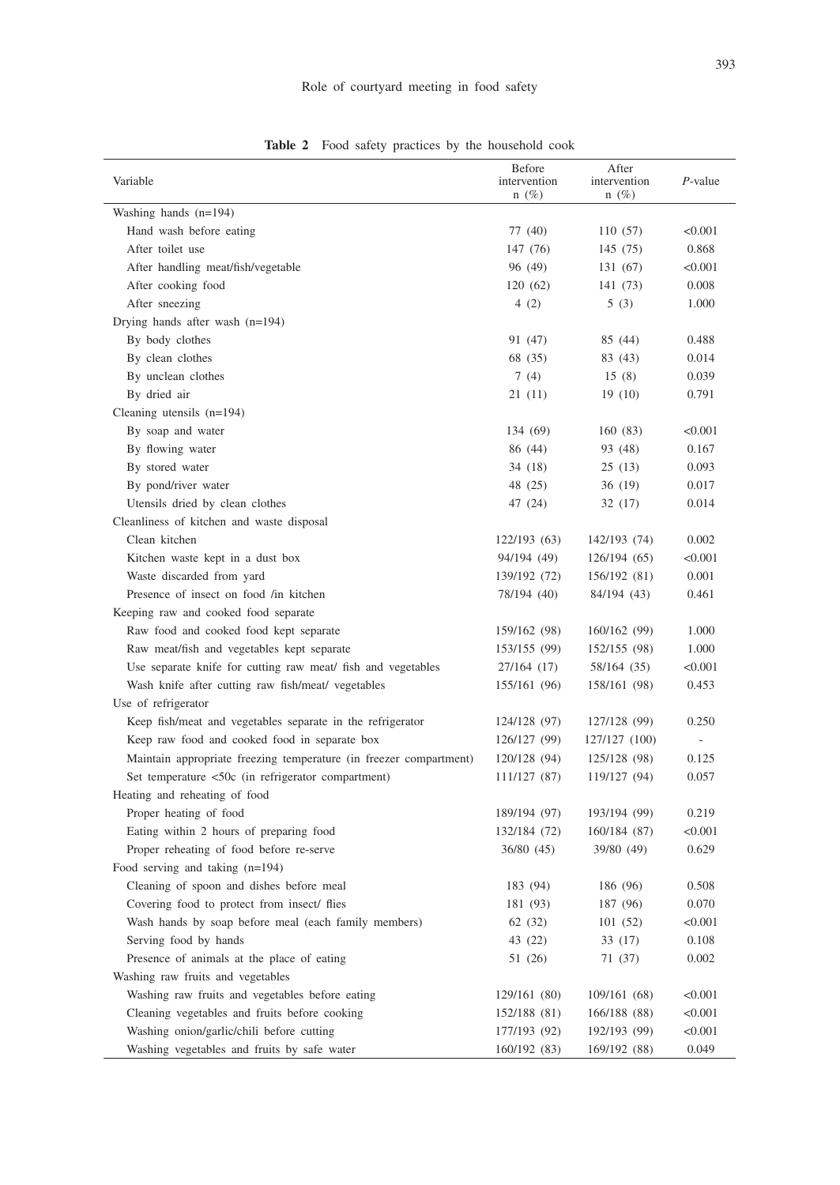**Table 2** Food safety practices by the household cook

| Variable | Before intervention n (%) | After intervention n (%) | *P*-value |
|---|---|---|---|
| Washing hands (n=194) | | | |
| Hand wash before eating | 77 (40) | 110 (57) | <0.001 |
| After toilet use | 147 (76) | 145 (75) | 0.868 |
| After handling meat/fish/vegetable | 96 (49) | 131 (67) | <0.001 |
| After cooking food | 120 (62) | 141 (73) | 0.008 |
| After sneezing | 4 (2) | 5 (3) | 1.000 |
| Drying hands after wash (n=194) | | | |
| By body clothes | 91 (47) | 85 (44) | 0.488 |
| By clean clothes | 68 (35) | 83 (43) | 0.014 |
| By unclean clothes | 7 (4) | 15 (8) | 0.039 |
| By dried air | 21 (11) | 19 (10) | 0.791 |
| Cleaning utensils (n=194) | | | |
| By soap and water | 134 (69) | 160 (83) | <0.001 |
| By flowing water | 86 (44) | 93 (48) | 0.167 |
| By stored water | 34 (18) | 25 (13) | 0.093 |
| By pond/river water | 48 (25) | 36 (19) | 0.017 |
| Utensils dried by clean clothes | 47 (24) | 32 (17) | 0.014 |
| Cleanliness of kitchen and waste disposal | | | |
| Clean kitchen | 122/193 (63) | 142/193 (74) | 0.002 |
| Kitchen waste kept in a dust box | 94/194 (49) | 126/194 (65) | <0.001 |
| Waste discarded from yard | 139/192 (72) | 156/192 (81) | 0.001 |
| Presence of insect on food /in kitchen | 78/194 (40) | 84/194 (43) | 0.461 |
| Keeping raw and cooked food separate | | | |
| Raw food and cooked food kept separate | 159/162 (98) | 160/162 (99) | 1.000 |
| Raw meat/fish and vegetables kept separate | 153/155 (99) | 152/155 (98) | 1.000 |
| Use separate knife for cutting raw meat/ fish and vegetables | 27/164 (17) | 58/164 (35) | <0.001 |
| Wash knife after cutting raw fish/meat/ vegetables | 155/161 (96) | 158/161 (98) | 0.453 |
| Use of refrigerator | | | |
| Keep fish/meat and vegetables separate in the refrigerator | 124/128 (97) | 127/128 (99) | 0.250 |
| Keep raw food and cooked food in separate box | 126/127 (99) | 127/127 (100) | - |
| Maintain appropriate freezing temperature (in freezer compartment) | 120/128 (94) | 125/128 (98) | 0.125 |
| Set temperature <50c (in refrigerator compartment) | 111/127 (87) | 119/127 (94) | 0.057 |
| Heating and reheating of food | | | |
| Proper heating of food | 189/194 (97) | 193/194 (99) | 0.219 |
| Eating within 2 hours of preparing food | 132/184 (72) | 160/184 (87) | <0.001 |
| Proper reheating of food before re-serve | 36/80 (45) | 39/80 (49) | 0.629 |
| Food serving and taking (n=194) | | | |
| Cleaning of spoon and dishes before meal | 183 (94) | 186 (96) | 0.508 |
| Covering food to protect from insect/ flies | 181 (93) | 187 (96) | 0.070 |
| Wash hands by soap before meal (each family members) | 62 (32) | 101 (52) | <0.001 |
| Serving food by hands | 43 (22) | 33 (17) | 0.108 |
| Presence of animals at the place of eating | 51 (26) | 71 (37) | 0.002 |
| Washing raw fruits and vegetables | | | |
| Washing raw fruits and vegetables before eating | 129/161 (80) | 109/161 (68) | <0.001 |
| Cleaning vegetables and fruits before cooking | 152/188 (81) | 166/188 (88) | <0.001 |
| Washing onion/garlic/chili before cutting | 177/193 (92) | 192/193 (99) | <0.001 |
| Washing vegetables and fruits by safe water | 160/192 (83) | 169/192 (88) | 0.049 |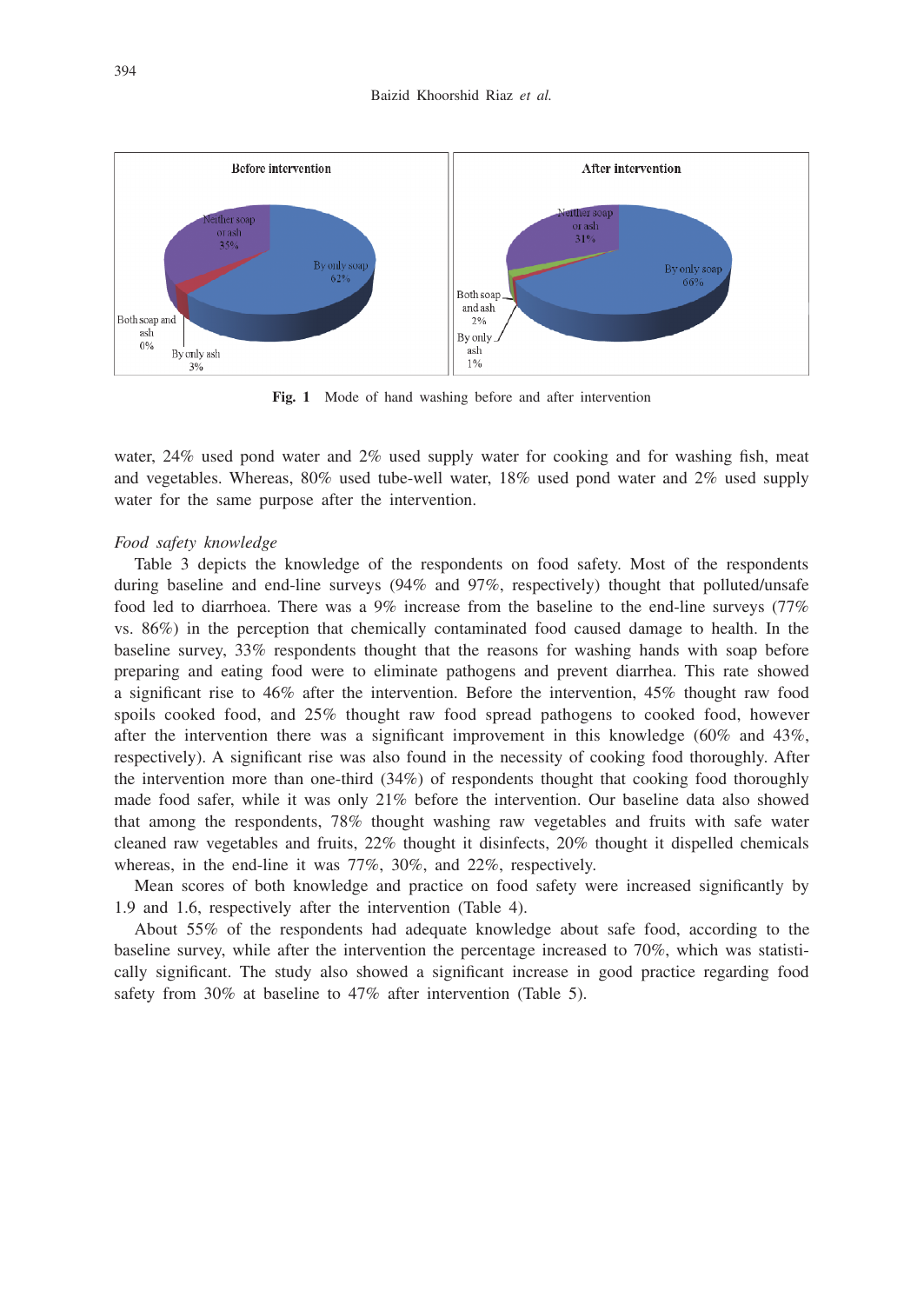Fig. 1 Mode of hand washing before and after intervention

water, 24% used pond water and 2% used supply water for cooking and for washing fish, meat and vegetables. Whereas, 80% used tube-well water, 18% used pond water and 2% used supply water for the same purpose after the intervention.

*Food safety knowledge*

Table 3 depicts the knowledge of the respondents on food safety. Most of the respondents during baseline and end-line surveys (94% and 97%, respectively) thought that polluted/unsafe food led to diarrhoea. There was a 9% increase from the baseline to the end-line surveys (77% vs. 86%) in the perception that chemically contaminated food caused damage to health. In the baseline survey, 33% respondents thought that the reasons for washing hands with soap before preparing and eating food were to eliminate pathogens and prevent diarrhea. This rate showed a significant rise to 46% after the intervention. Before the intervention, 45% thought raw food spoils cooked food, and 25% thought raw food spread pathogens to cooked food, however after the intervention there was a significant improvement in this knowledge (60% and 43%, respectively). A significant rise was also found in the necessity of cooking food thoroughly. After the intervention more than one-third (34%) of respondents thought that cooking food thoroughly made food safer, while it was only 21% before the intervention. Our baseline data also showed that among the respondents, 78% thought washing raw vegetables and fruits with safe water cleaned raw vegetables and fruits, 22% thought it disinfects, 20% thought it dispelled chemicals whereas, in the end-line it was 77%, 30%, and 22%, respectively.

Mean scores of both knowledge and practice on food safety were increased significantly by 1.9 and 1.6, respectively after the intervention (Table 4).

About 55% of the respondents had adequate knowledge about safe food, according to the baseline survey, while after the intervention the percentage increased to 70%, which was statistically significant. The study also showed a significant increase in good practice regarding food safety from 30% at baseline to 47% after intervention (Table 5).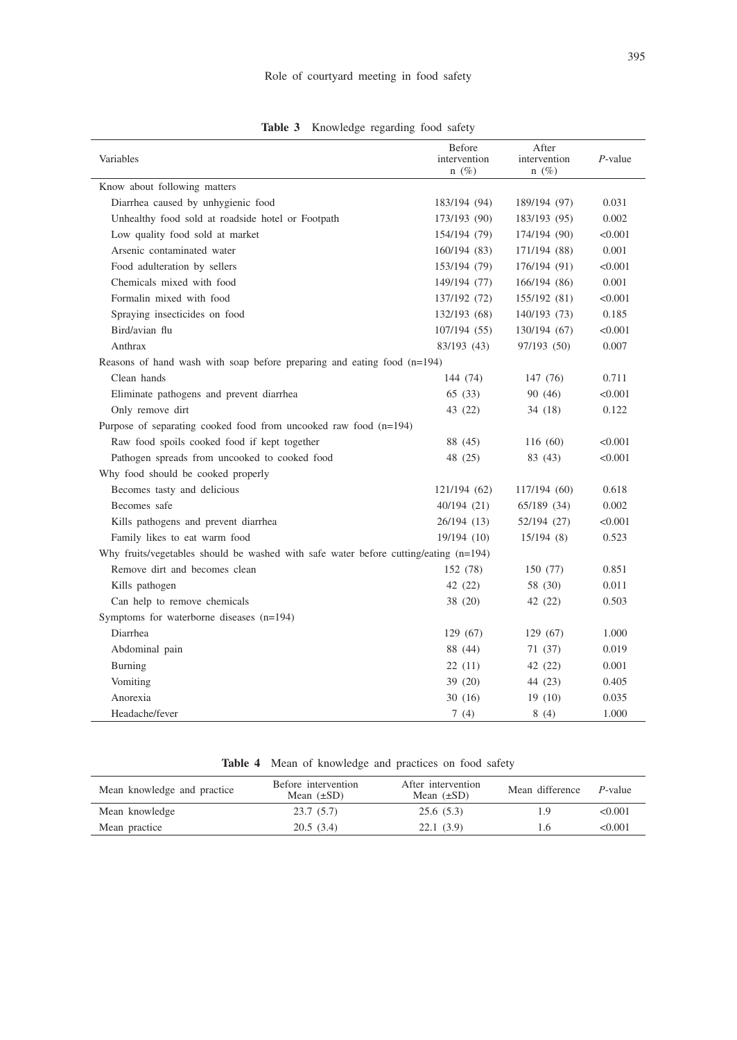**Table 3** Knowledge regarding food safety

| Variables | Before intervention n (%) | After intervention n (%) | *P*-value |
|---|---|---|---|
| Know about following matters | | | |
| Diarrhea caused by unhygienic food | 183/194 (94) | 189/194 (97) | 0.031 |
| Unhealthy food sold at roadside hotel or Footpath | 173/193 (90) | 183/193 (95) | 0.002 |
| Low quality food sold at market | 154/194 (79) | 174/194 (90) | <0.001 |
| Arsenic contaminated water | 160/194 (83) | 171/194 (88) | 0.001 |
| Food adulteration by sellers | 153/194 (79) | 176/194 (91) | <0.001 |
| Chemicals mixed with food | 149/194 (77) | 166/194 (86) | 0.001 |
| Formalin mixed with food | 137/192 (72) | 155/192 (81) | <0.001 |
| Spraying insecticides on food | 132/193 (68) | 140/193 (73) | 0.185 |
| Bird/avian flu | 107/194 (55) | 130/194 (67) | <0.001 |
| Anthrax | 83/193 (43) | 97/193 (50) | 0.007 |
| Reasons of hand wash with soap before preparing and eating food (n=194) | | | |
| Clean hands | 144 (74) | 147 (76) | 0.711 |
| Eliminate pathogens and prevent diarrhea | 65 (33) | 90 (46) | <0.001 |
| Only remove dirt | 43 (22) | 34 (18) | 0.122 |
| Purpose of separating cooked food from uncooked raw food (n=194) | | | |
| Raw food spoils cooked food if kept together | 88 (45) | 116 (60) | <0.001 |
| Pathogen spreads from uncooked to cooked food | 48 (25) | 83 (43) | <0.001 |
| Why food should be cooked properly | | | |
| Becomes tasty and delicious | 121/194 (62) | 117/194 (60) | 0.618 |
| Becomes safe | 40/194 (21) | 65/189 (34) | 0.002 |
| Kills pathogens and prevent diarrhea | 26/194 (13) | 52/194 (27) | <0.001 |
| Family likes to eat warm food | 19/194 (10) | 15/194 (8) | 0.523 |
| Why fruits/vegetables should be washed with safe water before cutting/eating (n=194) | | | |
| Remove dirt and becomes clean | 152 (78) | 150 (77) | 0.851 |
| Kills pathogen | 42 (22) | 58 (30) | 0.011 |
| Can help to remove chemicals | 38 (20) | 42 (22) | 0.503 |
| Symptoms for waterborne diseases (n=194) | | | |
| Diarrhea | 129 (67) | 129 (67) | 1.000 |
| Abdominal pain | 88 (44) | 71 (37) | 0.019 |
| Burning | 22 (11) | 42 (22) | 0.001 |
| Vomiting | 39 (20) | 44 (23) | 0.405 |
| Anorexia | 30 (16) | 19 (10) | 0.035 |
| Headache/fever | 7 (4) | 8 (4) | 1.000 |

**Table 4** Mean of knowledge and practices on food safety

| Mean knowledge and practice | Before intervention Mean (±SD) | After intervention Mean (±SD) | Mean difference | *P*-value |
|---|---|---|---|---|
| Mean knowledge | 23.7 (5.7) | 25.6 (5.3) | 1.9 | <0.001 |
| Mean practice | 20.5 (3.4) | 22.1 (3.9) | 1.6 | <0.001 |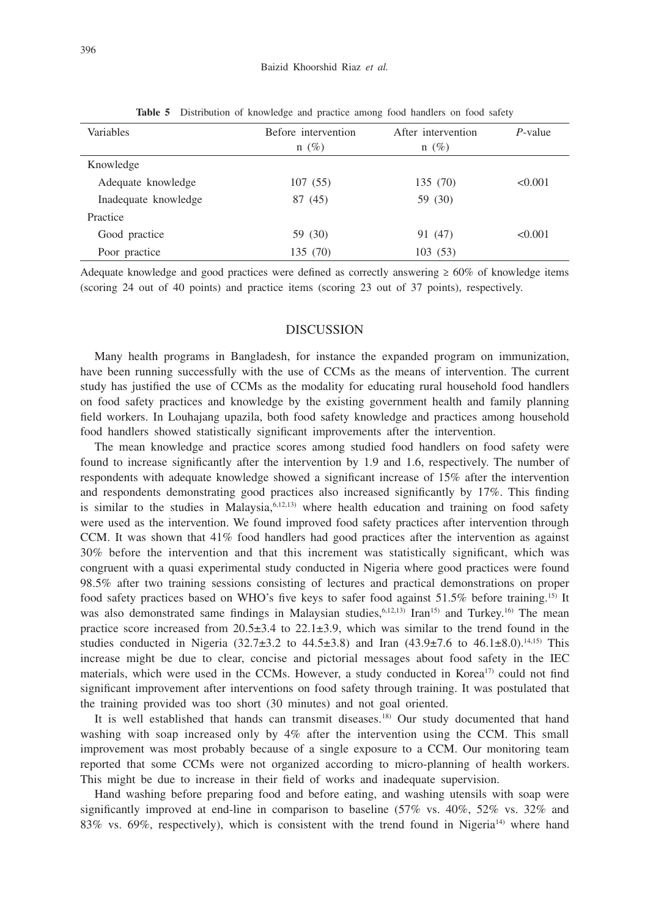**Table 5** Distribution of knowledge and practice among food handlers on food safety

| Variables | Before intervention n (%) | After intervention n (%) | *P*-value |
|---|---|---|---|
| Knowledge | | | |
| Adequate knowledge | 107 (55) | 135 (70) | <0.001 |
| Inadequate knowledge | 87 (45) | 59 (30) | |
| Practice | | | |
| Good practice | 59 (30) | 91 (47) | <0.001 |
| Poor practice | 135 (70) | 103 (53) | |

Adequate knowledge and good practices were defined as correctly answering ≥ 60% of knowledge items (scoring 24 out of 40 points) and practice items (scoring 23 out of 37 points), respectively.

## DISCUSSION

Many health programs in Bangladesh, for instance the expanded program on immunization, have been running successfully with the use of CCMs as the means of intervention. The current study has justified the use of CCMs as the modality for educating rural household food handlers on food safety practices and knowledge by the existing government health and family planning field workers. In Louhajang upazila, both food safety knowledge and practices among household food handlers showed statistically significant improvements after the intervention.

The mean knowledge and practice scores among studied food handlers on food safety were found to increase significantly after the intervention by 1.9 and 1.6, respectively. The number of respondents with adequate knowledge showed a significant increase of 15% after the intervention and respondents demonstrating good practices also increased significantly by 17%. This finding is similar to the studies in Malaysia,[6,12,13] where health education and training on food safety were used as the intervention. We found improved food safety practices after intervention through CCM. It was shown that 41% food handlers had good practices after the intervention as against 30% before the intervention and that this increment was statistically significant, which was congruent with a quasi experimental study conducted in Nigeria where good practices were found 98.5% after two training sessions consisting of lectures and practical demonstrations on proper food safety practices based on WHO's five keys to safer food against 51.5% before training.[15] It was also demonstrated same findings in Malaysian studies,[6,12,13] Iran[15] and Turkey.[16] The mean practice score increased from 20.5±3.4 to 22.1±3.9, which was similar to the trend found in the studies conducted in Nigeria (32.7±3.2 to 44.5±3.8) and Iran (43.9±7.6 to 46.1±8.0).[14,15] This increase might be due to clear, concise and pictorial messages about food safety in the IEC materials, which were used in the CCMs. However, a study conducted in Korea[17] could not find significant improvement after interventions on food safety through training. It was postulated that the training provided was too short (30 minutes) and not goal oriented.

It is well established that hands can transmit diseases.[18] Our study documented that hand washing with soap increased only by 4% after the intervention using the CCM. This small improvement was most probably because of a single exposure to a CCM. Our monitoring team reported that some CCMs were not organized according to micro-planning of health workers. This might be due to increase in their field of works and inadequate supervision.

Hand washing before preparing food and before eating, and washing utensils with soap were significantly improved at end-line in comparison to baseline (57% vs. 40%, 52% vs. 32% and 83% vs. 69%, respectively), which is consistent with the trend found in Nigeria[14] where hand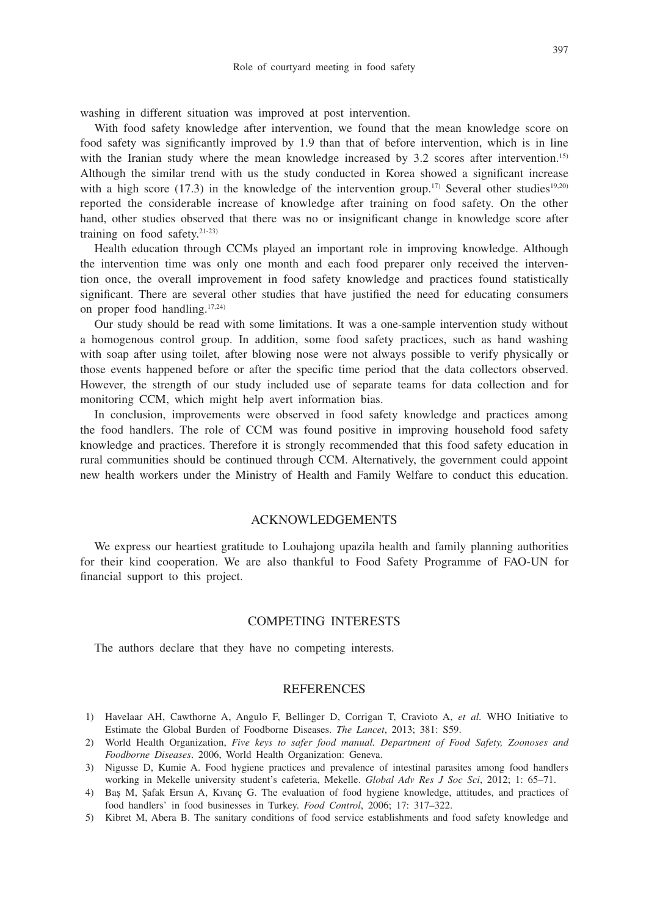washing in different situation was improved at post intervention.

With food safety knowledge after intervention, we found that the mean knowledge score on food safety was significantly improved by 1.9 than that of before intervention, which is in line with the Iranian study where the mean knowledge increased by 3.2 scores after intervention.[15] Although the similar trend with us the study conducted in Korea showed a significant increase with a high score (17.3) in the knowledge of the intervention group.[17] Several other studies[19,20] reported the considerable increase of knowledge after training on food safety. On the other hand, other studies observed that there was no or insignificant change in knowledge score after training on food safety.[21-23]

Health education through CCMs played an important role in improving knowledge. Although the intervention time was only one month and each food preparer only received the intervention once, the overall improvement in food safety knowledge and practices found statistically significant. There are several other studies that have justified the need for educating consumers on proper food handling.[17,24]

Our study should be read with some limitations. It was a one-sample intervention study without a homogenous control group. In addition, some food safety practices, such as hand washing with soap after using toilet, after blowing nose were not always possible to verify physically or those events happened before or after the specific time period that the data collectors observed. However, the strength of our study included use of separate teams for data collection and for monitoring CCM, which might help avert information bias.

In conclusion, improvements were observed in food safety knowledge and practices among the food handlers. The role of CCM was found positive in improving household food safety knowledge and practices. Therefore it is strongly recommended that this food safety education in rural communities should be continued through CCM. Alternatively, the government could appoint new health workers under the Ministry of Health and Family Welfare to conduct this education.

## ACKNOWLEDGEMENTS

We express our heartiest gratitude to Louhajong upazila health and family planning authorities for their kind cooperation. We are also thankful to Food Safety Programme of FAO-UN for financial support to this project.

## COMPETING INTERESTS

The authors declare that they have no competing interests.

## REFERENCES

1) Havelaar AH, Cawthorne A, Angulo F, Bellinger D, Corrigan T, Cravioto A, *et al*. WHO Initiative to Estimate the Global Burden of Foodborne Diseases. *The Lancet*, 2013; 381: S59.
2) World Health Organization, *Five keys to safer food manual. Department of Food Safety, Zoonoses and Foodborne Diseases*. 2006, World Health Organization: Geneva.
3) Nigusse D, Kumie A. Food hygiene practices and prevalence of intestinal parasites among food handlers working in Mekelle university student's cafeteria, Mekelle. *Global Adv Res J Soc Sci*, 2012; 1: 65–71.
4) Baş M, Şafak Ersun A, Kıvanç G. The evaluation of food hygiene knowledge, attitudes, and practices of food handlers' in food businesses in Turkey. *Food Control*, 2006; 17: 317–322.
5) Kibret M, Abera B. The sanitary conditions of food service establishments and food safety knowledge and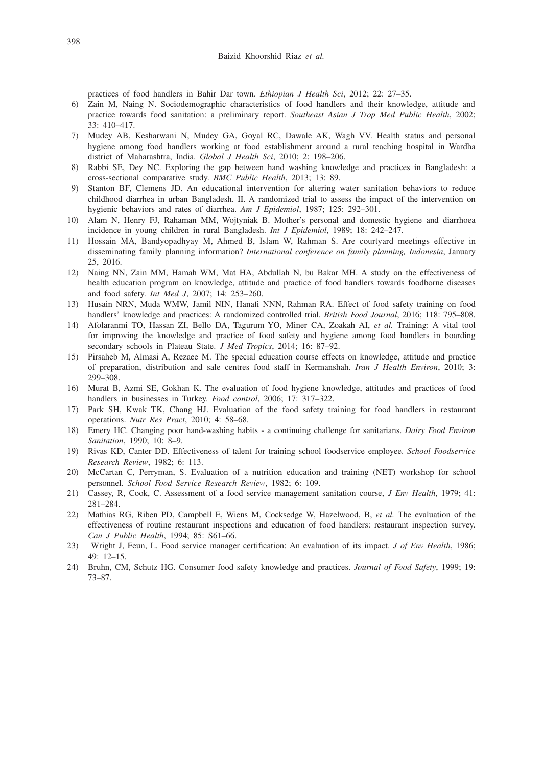practices of food handlers in Bahir Dar town. *Ethiopian J Health Sci*, 2012; 22: 27–35.

6) Zain M, Naing N. Sociodemographic characteristics of food handlers and their knowledge, attitude and practice towards food sanitation: a preliminary report. *Southeast Asian J Trop Med Public Health*, 2002; 33: 410–417.
7) Mudey AB, Kesharwani N, Mudey GA, Goyal RC, Dawale AK, Wagh VV. Health status and personal hygiene among food handlers working at food establishment around a rural teaching hospital in Wardha district of Maharashtra, India. *Global J Health Sci*, 2010; 2: 198–206.
8) Rabbi SE, Dey NC. Exploring the gap between hand washing knowledge and practices in Bangladesh: a cross-sectional comparative study. *BMC Public Health*, 2013; 13: 89.
9) Stanton BF, Clemens JD. An educational intervention for altering water sanitation behaviors to reduce childhood diarrhea in urban Bangladesh. II. A randomized trial to assess the impact of the intervention on hygienic behaviors and rates of diarrhea. *Am J Epidemiol*, 1987; 125: 292–301.
10) Alam N, Henry FJ, Rahaman MM, Wojtyniak B. Mother's personal and domestic hygiene and diarrhoea incidence in young children in rural Bangladesh. *Int J Epidemiol*, 1989; 18: 242–247.
11) Hossain MA, Bandyopadhyay M, Ahmed B, Islam W, Rahman S. Are courtyard meetings effective in disseminating family planning information? *International conference on family planning, Indonesia*, January 25, 2016.
12) Naing NN, Zain MM, Hamah WM, Mat HA, Abdullah N, bu Bakar MH. A study on the effectiveness of health education program on knowledge, attitude and practice of food handlers towards foodborne diseases and food safety. *Int Med J*, 2007; 14: 253–260.
13) Husain NRN, Muda WMW, Jamil NIN, Hanafi NNN, Rahman RA. Effect of food safety training on food handlers' knowledge and practices: A randomized controlled trial. *British Food Journal*, 2016; 118: 795–808.
14) Afolaranmi TO, Hassan ZI, Bello DA, Tagurum YO, Miner CA, Zoakah AI, *et al.* Training: A vital tool for improving the knowledge and practice of food safety and hygiene among food handlers in boarding secondary schools in Plateau State. *J Med Tropics*, 2014; 16: 87–92.
15) Pirsaheb M, Almasi A, Rezaee M. The special education course effects on knowledge, attitude and practice of preparation, distribution and sale centres food staff in Kermanshah. *Iran J Health Environ*, 2010; 3: 299–308.
16) Murat B, Azmi SE, Gokhan K. The evaluation of food hygiene knowledge, attitudes and practices of food handlers in businesses in Turkey. *Food control*, 2006; 17: 317–322.
17) Park SH, Kwak TK, Chang HJ. Evaluation of the food safety training for food handlers in restaurant operations. *Nutr Res Pract*, 2010; 4: 58–68.
18) Emery HC. Changing poor hand-washing habits - a continuing challenge for sanitarians. *Dairy Food Environ Sanitation*, 1990; 10: 8–9.
19) Rivas KD, Canter DD. Effectiveness of talent for training school foodservice employee. *School Foodservice Research Review*, 1982; 6: 113.
20) McCartan C, Perryman, S. Evaluation of a nutrition education and training (NET) workshop for school personnel. *School Food Service Research Review*, 1982; 6: 109.
21) Cassey, R, Cook, C. Assessment of a food service management sanitation course, *J Env Health*, 1979; 41: 281–284.
22) Mathias RG, Riben PD, Campbell E, Wiens M, Cocksedge W, Hazelwood, B, *et al.* The evaluation of the effectiveness of routine restaurant inspections and education of food handlers: restaurant inspection survey. *Can J Public Health*, 1994; 85: S61–66.
23) Wright J, Feun, L. Food service manager certification: An evaluation of its impact. *J of Env Health*, 1986; 49: 12–15.
24) Bruhn, CM, Schutz HG. Consumer food safety knowledge and practices. *Journal of Food Safety*, 1999; 19: 73–87.